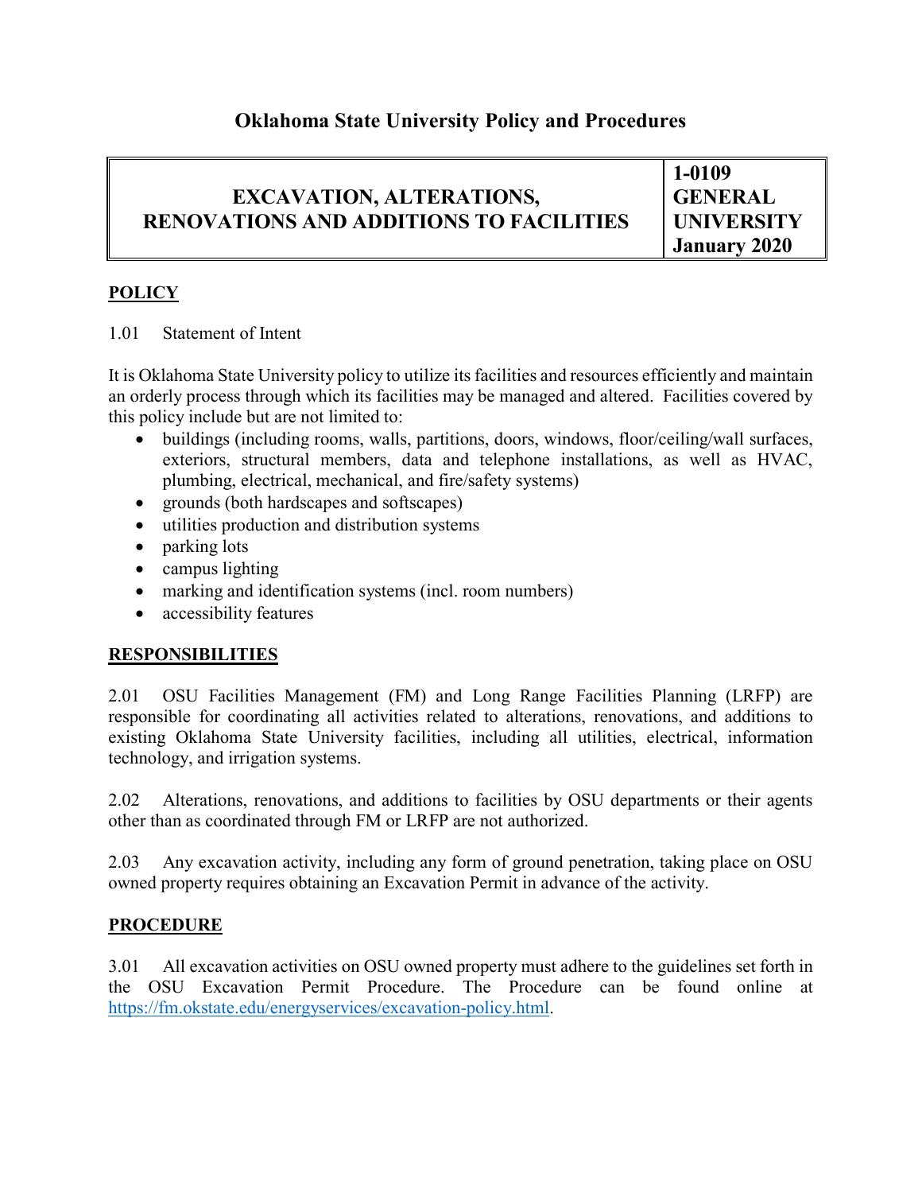# Oklahoma State University Policy and Procedures

| EXCAVATION, ALTERATIONS, RENOVATIONS AND ADDITIONS TO FACILITIES | 1-0109 GENERAL UNIVERSITY January 2020 |
| --- | --- |

## POLICY

1.01 Statement of Intent

It is Oklahoma State University policy to utilize its facilities and resources efficiently and maintain an orderly process through which its facilities may be managed and altered. Facilities covered by this policy include but are not limited to:

- buildings (including rooms, walls, partitions, doors, windows, floor/ceiling/wall surfaces, exteriors, structural members, data and telephone installations, as well as HVAC, plumbing, electrical, mechanical, and fire/safety systems)
- grounds (both hardscapes and softscapes)
- utilities production and distribution systems
- parking lots
- campus lighting
- marking and identification systems (incl. room numbers)
- accessibility features

## RESPONSIBILITIES

2.01 OSU Facilities Management (FM) and Long Range Facilities Planning (LRFP) are responsible for coordinating all activities related to alterations, renovations, and additions to existing Oklahoma State University facilities, including all utilities, electrical, information technology, and irrigation systems.

2.02 Alterations, renovations, and additions to facilities by OSU departments or their agents other than as coordinated through FM or LRFP are not authorized.

2.03 Any excavation activity, including any form of ground penetration, taking place on OSU owned property requires obtaining an Excavation Permit in advance of the activity.

## PROCEDURE

3.01 All excavation activities on OSU owned property must adhere to the guidelines set forth in the OSU Excavation Permit Procedure. The Procedure can be found online at https://fm.okstate.edu/energyservices/excavation-policy.html.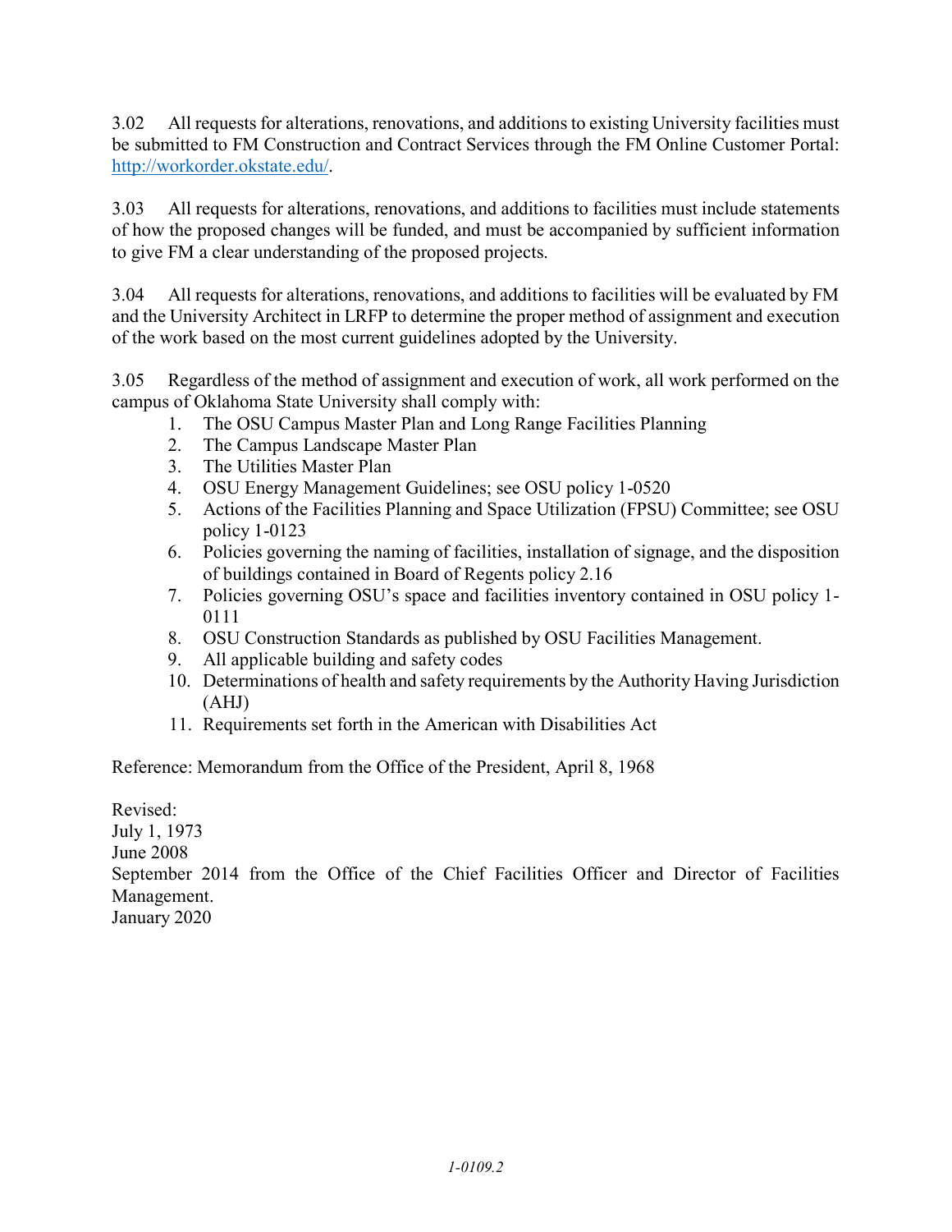3.02 All requests for alterations, renovations, and additions to existing University facilities must be submitted to FM Construction and Contract Services through the FM Online Customer Portal: http://workorder.okstate.edu/.

3.03 All requests for alterations, renovations, and additions to facilities must include statements of how the proposed changes will be funded, and must be accompanied by sufficient information to give FM a clear understanding of the proposed projects.

3.04 All requests for alterations, renovations, and additions to facilities will be evaluated by FM and the University Architect in LRFP to determine the proper method of assignment and execution of the work based on the most current guidelines adopted by the University.

3.05 Regardless of the method of assignment and execution of work, all work performed on the campus of Oklahoma State University shall comply with:

1. The OSU Campus Master Plan and Long Range Facilities Planning
2. The Campus Landscape Master Plan
3. The Utilities Master Plan
4. OSU Energy Management Guidelines; see OSU policy 1-0520
5. Actions of the Facilities Planning and Space Utilization (FPSU) Committee; see OSU policy 1-0123
6. Policies governing the naming of facilities, installation of signage, and the disposition of buildings contained in Board of Regents policy 2.16
7. Policies governing OSU's space and facilities inventory contained in OSU policy 1-0111
8. OSU Construction Standards as published by OSU Facilities Management.
9. All applicable building and safety codes
10. Determinations of health and safety requirements by the Authority Having Jurisdiction (AHJ)
11. Requirements set forth in the American with Disabilities Act

Reference: Memorandum from the Office of the President, April 8, 1968

Revised:
July 1, 1973
June 2008
September 2014 from the Office of the Chief Facilities Officer and Director of Facilities Management.
January 2020